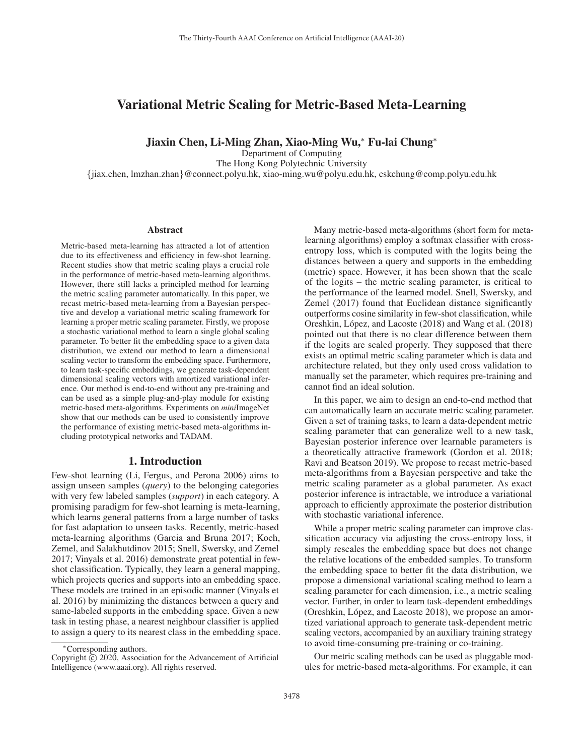# Variational Metric Scaling for Metric-Based Meta-Learning

**Jiaxin Chen, Li-Ming Zhan, Xiao-Ming Wu,[*] Fu-lai Chung[*]**

Department of Computing
The Hong Kong Polytechnic University
{jiax.chen, lmzhan.zhan}@connect.polyu.hk, xiao-ming.wu@polyu.edu.hk, cskchung@comp.polyu.edu.hk

## Abstract

Metric-based meta-learning has attracted a lot of attention due to its effectiveness and efficiency in few-shot learning. Recent studies show that metric scaling plays a crucial role in the performance of metric-based meta-learning algorithms. However, there still lacks a principled method for learning the metric scaling parameter automatically. In this paper, we recast metric-based meta-learning from a Bayesian perspective and develop a variational metric scaling framework for learning a proper metric scaling parameter. Firstly, we propose a stochastic variational method to learn a single global scaling parameter. To better fit the embedding space to a given data distribution, we extend our method to learn a dimensional scaling vector to transform the embedding space. Furthermore, to learn task-specific embeddings, we generate task-dependent dimensional scaling vectors with amortized variational inference. Our method is end-to-end without any pre-training and can be used as a simple plug-and-play module for existing metric-based meta-algorithms. Experiments on *mini*ImageNet show that our methods can be used to consistently improve the performance of existing metric-based meta-algorithms including prototypical networks and TADAM.

## 1. Introduction

Few-shot learning (Li, Fergus, and Perona 2006) aims to assign unseen samples (*query*) to the belonging categories with very few labeled samples (*support*) in each category. A promising paradigm for few-shot learning is meta-learning, which learns general patterns from a large number of tasks for fast adaptation to unseen tasks. Recently, metric-based meta-learning algorithms (Garcia and Bruna 2017; Koch, Zemel, and Salakhutdinov 2015; Snell, Swersky, and Zemel 2017; Vinyals et al. 2016) demonstrate great potential in few-shot classification. Typically, they learn a general mapping, which projects queries and supports into an embedding space. These models are trained in an episodic manner (Vinyals et al. 2016) by minimizing the distances between a query and same-labeled supports in the embedding space. Given a new task in testing phase, a nearest neighbour classifier is applied to assign a query to its nearest class in the embedding space.

Many metric-based meta-algorithms (short form for meta-learning algorithms) employ a softmax classifier with cross-entropy loss, which is computed with the logits being the distances between a query and supports in the embedding (metric) space. However, it has been shown that the scale of the logits – the metric scaling parameter, is critical to the performance of the learned model. Snell, Swersky, and Zemel (2017) found that Euclidean distance significantly outperforms cosine similarity in few-shot classification, while Oreshkin, López, and Lacoste (2018) and Wang et al. (2018) pointed out that there is no clear difference between them if the logits are scaled properly. They supposed that there exists an optimal metric scaling parameter which is data and architecture related, but they only used cross validation to manually set the parameter, which requires pre-training and cannot find an ideal solution.

In this paper, we aim to design an end-to-end method that can automatically learn an accurate metric scaling parameter. Given a set of training tasks, to learn a data-dependent metric scaling parameter that can generalize well to a new task, Bayesian posterior inference over learnable parameters is a theoretically attractive framework (Gordon et al. 2018; Ravi and Beatson 2019). We propose to recast metric-based meta-algorithms from a Bayesian perspective and take the metric scaling parameter as a global parameter. As exact posterior inference is intractable, we introduce a variational approach to efficiently approximate the posterior distribution with stochastic variational inference.

While a proper metric scaling parameter can improve classification accuracy via adjusting the cross-entropy loss, it simply rescales the embedding space but does not change the relative locations of the embedded samples. To transform the embedding space to better fit the data distribution, we propose a dimensional variational scaling method to learn a scaling parameter for each dimension, i.e., a metric scaling vector. Further, in order to learn task-dependent embeddings (Oreshkin, López, and Lacoste 2018), we propose an amortized variational approach to generate task-dependent metric scaling vectors, accompanied by an auxiliary training strategy to avoid time-consuming pre-training or co-training.

Our metric scaling methods can be used as pluggable modules for metric-based meta-algorithms. For example, it can

[*]Corresponding authors.
Copyright © 2020, Association for the Advancement of Artificial Intelligence (www.aaai.org). All rights reserved.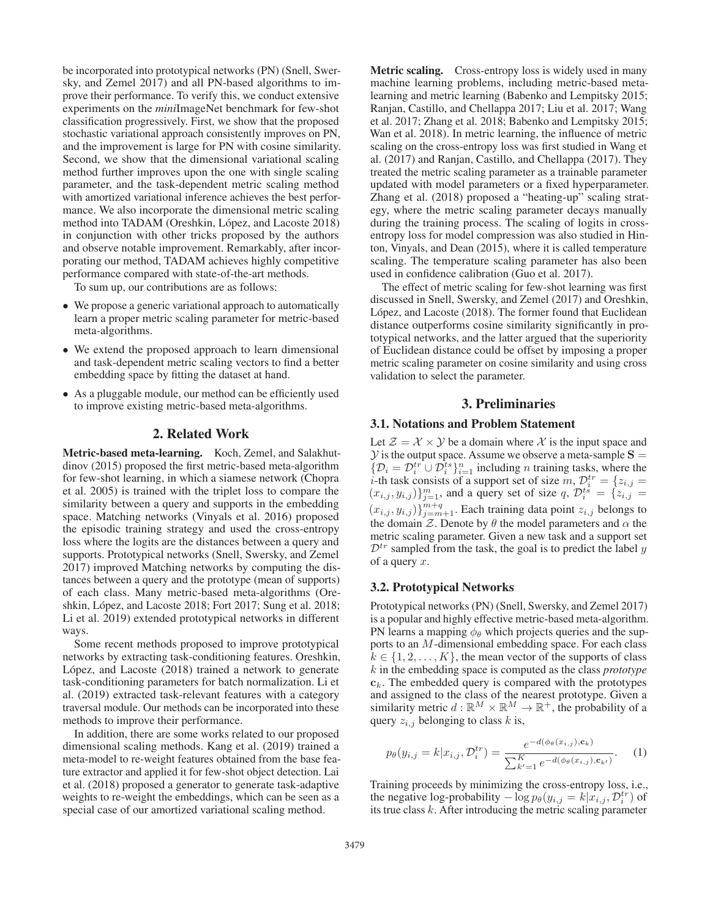be incorporated into prototypical networks (PN) (Snell, Swersky, and Zemel 2017) and all PN-based algorithms to improve their performance. To verify this, we conduct extensive experiments on the *mini*ImageNet benchmark for few-shot classification progressively. First, we show that the proposed stochastic variational approach consistently improves on PN, and the improvement is large for PN with cosine similarity. Second, we show that the dimensional variational scaling method further improves upon the one with single scaling parameter, and the task-dependent metric scaling method with amortized variational inference achieves the best performance. We also incorporate the dimensional metric scaling method into TADAM (Oreshkin, López, and Lacoste 2018) in conjunction with other tricks proposed by the authors and observe notable improvement. Remarkably, after incorporating our method, TADAM achieves highly competitive performance compared with state-of-the-art methods.

To sum up, our contributions are as follows:

- We propose a generic variational approach to automatically learn a proper metric scaling parameter for metric-based meta-algorithms.
- We extend the proposed approach to learn dimensional and task-dependent metric scaling vectors to find a better embedding space by fitting the dataset at hand.
- As a pluggable module, our method can be efficiently used to improve existing metric-based meta-algorithms.

## 2. Related Work

**Metric-based meta-learning.** Koch, Zemel, and Salakhutdinov (2015) proposed the first metric-based meta-algorithm for few-shot learning, in which a siamese network (Chopra et al. 2005) is trained with the triplet loss to compare the similarity between a query and supports in the embedding space. Matching networks (Vinyals et al. 2016) proposed the episodic training strategy and used the cross-entropy loss where the logits are the distances between a query and supports. Prototypical networks (Snell, Swersky, and Zemel 2017) improved Matching networks by computing the distances between a query and the prototype (mean of supports) of each class. Many metric-based meta-algorithms (Oreshkin, López, and Lacoste 2018; Fort 2017; Sung et al. 2018; Li et al. 2019) extended prototypical networks in different ways.

Some recent methods proposed to improve prototypical networks by extracting task-conditioning features. Oreshkin, López, and Lacoste (2018) trained a network to generate task-conditioning parameters for batch normalization. Li et al. (2019) extracted task-relevant features with a category traversal module. Our methods can be incorporated into these methods to improve their performance.

In addition, there are some works related to our proposed dimensional scaling methods. Kang et al. (2019) trained a meta-model to re-weight features obtained from the base feature extractor and applied it for few-shot object detection. Lai et al. (2018) proposed a generator to generate task-adaptive weights to re-weight the embeddings, which can be seen as a special case of our amortized variational scaling method.

**Metric scaling.** Cross-entropy loss is widely used in many machine learning problems, including metric-based meta-learning and metric learning (Babenko and Lempitsky 2015; Ranjan, Castillo, and Chellappa 2017; Liu et al. 2017; Wang et al. 2017; Zhang et al. 2018; Babenko and Lempitsky 2015; Wan et al. 2018). In metric learning, the influence of metric scaling on the cross-entropy loss was first studied in Wang et al. (2017) and Ranjan, Castillo, and Chellappa (2017). They treated the metric scaling parameter as a trainable parameter updated with model parameters or a fixed hyperparameter. Zhang et al. (2018) proposed a "heating-up" scaling strategy, where the metric scaling parameter decays manually during the training process. The scaling of logits in cross-entropy loss for model compression was also studied in Hinton, Vinyals, and Dean (2015), where it is called temperature scaling. The temperature scaling parameter has also been used in confidence calibration (Guo et al. 2017).

The effect of metric scaling for few-shot learning was first discussed in Snell, Swersky, and Zemel (2017) and Oreshkin, López, and Lacoste (2018). The former found that Euclidean distance outperforms cosine similarity significantly in prototypical networks, and the latter argued that the superiority of Euclidean distance could be offset by imposing a proper metric scaling parameter on cosine similarity and using cross validation to select the parameter.

## 3. Preliminaries

### 3.1. Notations and Problem Statement

Let $\mathcal{Z} = \mathcal{X} \times \mathcal{Y}$ be a domain where $\mathcal{X}$ is the input space and $\mathcal{Y}$ is the output space. Assume we observe a meta-sample $\mathbf{S} = \{\mathcal{D}_i = \mathcal{D}_i^{tr} \cup \mathcal{D}_i^{ts}\}_{i=1}^n$ including $n$ training tasks, where the $i$-th task consists of a support set of size $m$, $\mathcal{D}_i^{tr} = \{z_{i,j} = (x_{i,j}, y_{i,j})\}_{j=1}^m$, and a query set of size $q$, $\mathcal{D}_i^{ts} = \{z_{i,j} = (x_{i,j}, y_{i,j})\}_{j=m+1}^{m+q}$. Each training data point $z_{i,j}$ belongs to the domain $\mathcal{Z}$. Denote by $\theta$ the model parameters and $\alpha$ the metric scaling parameter. Given a new task and a support set $\mathcal{D}^{tr}$ sampled from the task, the goal is to predict the label $y$ of a query $x$.

### 3.2. Prototypical Networks

Prototypical networks (PN) (Snell, Swersky, and Zemel 2017) is a popular and highly effective metric-based meta-algorithm. PN learns a mapping $\phi_\theta$ which projects queries and the supports to an $M$-dimensional embedding space. For each class $k \in \{1, 2, \ldots, K\}$, the mean vector of the supports of class $k$ in the embedding space is computed as the class *prototype* $\mathbf{c}_k$. The embedded query is compared with the prototypes and assigned to the class of the nearest prototype. Given a similarity metric $d : \mathbb{R}^M \times \mathbb{R}^M \to \mathbb{R}^+$, the probability of a query $z_{i,j}$ belonging to class $k$ is,

$$p_\theta(y_{i,j} = k | x_{i,j}, \mathcal{D}_i^{tr}) = \frac{e^{-d(\phi_\theta(x_{i,j}), \mathbf{c}_k)}}{\sum_{k'=1}^K e^{-d(\phi_\theta(x_{i,j}), \mathbf{c}_{k'})}}. \quad (1)$$

Training proceeds by minimizing the cross-entropy loss, i.e., the negative log-probability $-\log p_\theta(y_{i,j} = k | x_{i,j}, \mathcal{D}_i^{tr})$ of its true class $k$. After introducing the metric scaling parameter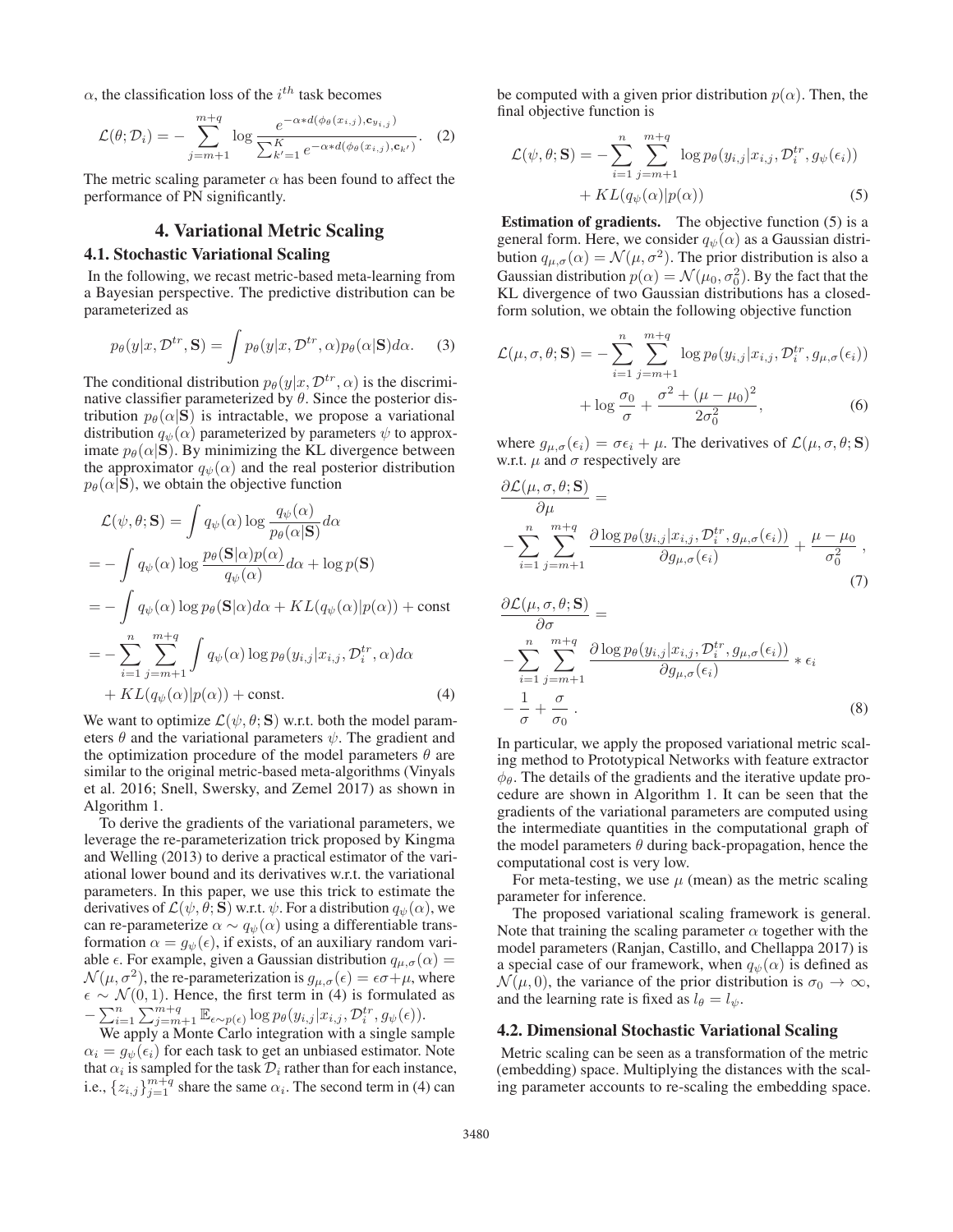$\alpha$, the classification loss of the $i^{th}$ task becomes

$$\mathcal{L}(\theta; \mathcal{D}_i) = -\sum_{j=m+1}^{m+q} \log \frac{e^{-\alpha * d(\phi_\theta(x_{i,j}), \mathbf{c}_{y_{i,j}})}}{\sum_{k'=1}^{K} e^{-\alpha * d(\phi_\theta(x_{i,j}), \mathbf{c}_{k'})}}. \quad (2)$$

The metric scaling parameter $\alpha$ has been found to affect the performance of PN significantly.

## 4. Variational Metric Scaling

### 4.1. Stochastic Variational Scaling

In the following, we recast metric-based meta-learning from a Bayesian perspective. The predictive distribution can be parameterized as

$$p_\theta(y|x, \mathcal{D}^{tr}, \mathbf{S}) = \int p_\theta(y|x, \mathcal{D}^{tr}, \alpha) p_\theta(\alpha|\mathbf{S}) d\alpha. \quad (3)$$

The conditional distribution $p_\theta(y|x, \mathcal{D}^{tr}, \alpha)$ is the discriminative classifier parameterized by $\theta$. Since the posterior distribution $p_\theta(\alpha|\mathbf{S})$ is intractable, we propose a variational distribution $q_\psi(\alpha)$ parameterized by parameters $\psi$ to approximate $p_\theta(\alpha|\mathbf{S})$. By minimizing the KL divergence between the approximator $q_\psi(\alpha)$ and the real posterior distribution $p_\theta(\alpha|\mathbf{S})$, we obtain the objective function

$$\begin{aligned}
\mathcal{L}(\psi, \theta; \mathbf{S}) &= \int q_\psi(\alpha) \log \frac{q_\psi(\alpha)}{p_\theta(\alpha|\mathbf{S})} d\alpha \\
&= -\int q_\psi(\alpha) \log \frac{p_\theta(\mathbf{S}|\alpha) p(\alpha)}{q_\psi(\alpha)} d\alpha + \log p(\mathbf{S}) \\
&= -\int q_\psi(\alpha) \log p_\theta(\mathbf{S}|\alpha) d\alpha + KL(q_\psi(\alpha)|p(\alpha)) + \text{const} \\
&= -\sum_{i=1}^{n} \sum_{j=m+1}^{m+q} \int q_\psi(\alpha) \log p_\theta(y_{i,j}|x_{i,j}, \mathcal{D}_i^{tr}, \alpha) d\alpha \\
&\quad + KL(q_\psi(\alpha)|p(\alpha)) + \text{const}. \quad (4)
\end{aligned}$$

We want to optimize $\mathcal{L}(\psi, \theta; \mathbf{S})$ w.r.t. both the model parameters $\theta$ and the variational parameters $\psi$. The gradient and the optimization procedure of the model parameters $\theta$ are similar to the original metric-based meta-algorithms (Vinyals et al. 2016; Snell, Swersky, and Zemel 2017) as shown in Algorithm 1.

To derive the gradients of the variational parameters, we leverage the re-parameterization trick proposed by Kingma and Welling (2013) to derive a practical estimator of the variational lower bound and its derivatives w.r.t. the variational parameters. In this paper, we use this trick to estimate the derivatives of $\mathcal{L}(\psi, \theta; \mathbf{S})$ w.r.t. $\psi$. For a distribution $q_\psi(\alpha)$, we can re-parameterize $\alpha \sim q_\psi(\alpha)$ using a differentiable transformation $\alpha = g_\psi(\epsilon)$, if exists, of an auxiliary random variable $\epsilon$. For example, given a Gaussian distribution $q_{\mu,\sigma}(\alpha) = \mathcal{N}(\mu, \sigma^2)$, the re-parameterization is $g_{\mu,\sigma}(\epsilon) = \epsilon\sigma + \mu$, where $\epsilon \sim \mathcal{N}(0, 1)$. Hence, the first term in (4) is formulated as $-\sum_{i=1}^{n} \sum_{j=m+1}^{m+q} \mathbb{E}_{\epsilon \sim p(\epsilon)} \log p_\theta(y_{i,j}|x_{i,j}, \mathcal{D}_i^{tr}, g_\psi(\epsilon))$.

We apply a Monte Carlo integration with a single sample $\alpha_i = g_\psi(\epsilon_i)$ for each task to get an unbiased estimator. Note that $\alpha_i$ is sampled for the task $\mathcal{D}_i$ rather than for each instance, i.e., $\{z_{i,j}\}_{j=1}^{m+q}$ share the same $\alpha_i$. The second term in (4) can be computed with a given prior distribution $p(\alpha)$. Then, the final objective function is

$$\begin{aligned}
\mathcal{L}(\psi, \theta; \mathbf{S}) = &-\sum_{i=1}^{n} \sum_{j=m+1}^{m+q} \log p_\theta(y_{i,j}|x_{i,j}, \mathcal{D}_i^{tr}, g_\psi(\epsilon_i)) \\
&+ KL(q_\psi(\alpha)|p(\alpha)) \quad (5)
\end{aligned}$$

**Estimation of gradients.** The objective function (5) is a general form. Here, we consider $q_\psi(\alpha)$ as a Gaussian distribution $q_{\mu,\sigma}(\alpha) = \mathcal{N}(\mu, \sigma^2)$. The prior distribution is also a Gaussian distribution $p(\alpha) = \mathcal{N}(\mu_0, \sigma_0^2)$. By the fact that the KL divergence of two Gaussian distributions has a closed-form solution, we obtain the following objective function

$$\begin{aligned}
\mathcal{L}(\mu, \sigma, \theta; \mathbf{S}) = &-\sum_{i=1}^{n} \sum_{j=m+1}^{m+q} \log p_\theta(y_{i,j}|x_{i,j}, \mathcal{D}_i^{tr}, g_{\mu,\sigma}(\epsilon_i)) \\
&+ \log \frac{\sigma_0}{\sigma} + \frac{\sigma^2 + (\mu - \mu_0)^2}{2\sigma_0^2}, \quad (6)
\end{aligned}$$

where $g_{\mu,\sigma}(\epsilon_i) = \sigma\epsilon_i + \mu$. The derivatives of $\mathcal{L}(\mu, \sigma, \theta; \mathbf{S})$ w.r.t. $\mu$ and $\sigma$ respectively are

$$\begin{aligned}
&\frac{\partial \mathcal{L}(\mu, \sigma, \theta; \mathbf{S})}{\partial \mu} = \\
&-\sum_{i=1}^{n} \sum_{j=m+1}^{m+q} \frac{\partial \log p_\theta(y_{i,j}|x_{i,j}, \mathcal{D}_i^{tr}, g_{\mu,\sigma}(\epsilon_i))}{\partial g_{\mu,\sigma}(\epsilon_i)} + \frac{\mu - \mu_0}{\sigma_0^2}, \quad (7)
\end{aligned}$$

$$\begin{aligned}
&\frac{\partial \mathcal{L}(\mu, \sigma, \theta; \mathbf{S})}{\partial \sigma} = \\
&-\sum_{i=1}^{n} \sum_{j=m+1}^{m+q} \frac{\partial \log p_\theta(y_{i,j}|x_{i,j}, \mathcal{D}_i^{tr}, g_{\mu,\sigma}(\epsilon_i))}{\partial g_{\mu,\sigma}(\epsilon_i)} * \epsilon_i \\
&- \frac{1}{\sigma} + \frac{\sigma}{\sigma_0}. \quad (8)
\end{aligned}$$

In particular, we apply the proposed variational metric scaling method to Prototypical Networks with feature extractor $\phi_\theta$. The details of the gradients and the iterative update procedure are shown in Algorithm 1. It can be seen that the gradients of the variational parameters are computed using the intermediate quantities in the computational graph of the model parameters $\theta$ during back-propagation, hence the computational cost is very low.

For meta-testing, we use $\mu$ (mean) as the metric scaling parameter for inference.

The proposed variational scaling framework is general. Note that training the scaling parameter $\alpha$ together with the model parameters (Ranjan, Castillo, and Chellappa 2017) is a special case of our framework, when $q_\psi(\alpha)$ is defined as $\mathcal{N}(\mu, 0)$, the variance of the prior distribution is $\sigma_0 \to \infty$, and the learning rate is fixed as $l_\theta = l_\psi$.

### 4.2. Dimensional Stochastic Variational Scaling

Metric scaling can be seen as a transformation of the metric (embedding) space. Multiplying the distances with the scaling parameter accounts to re-scaling the embedding space.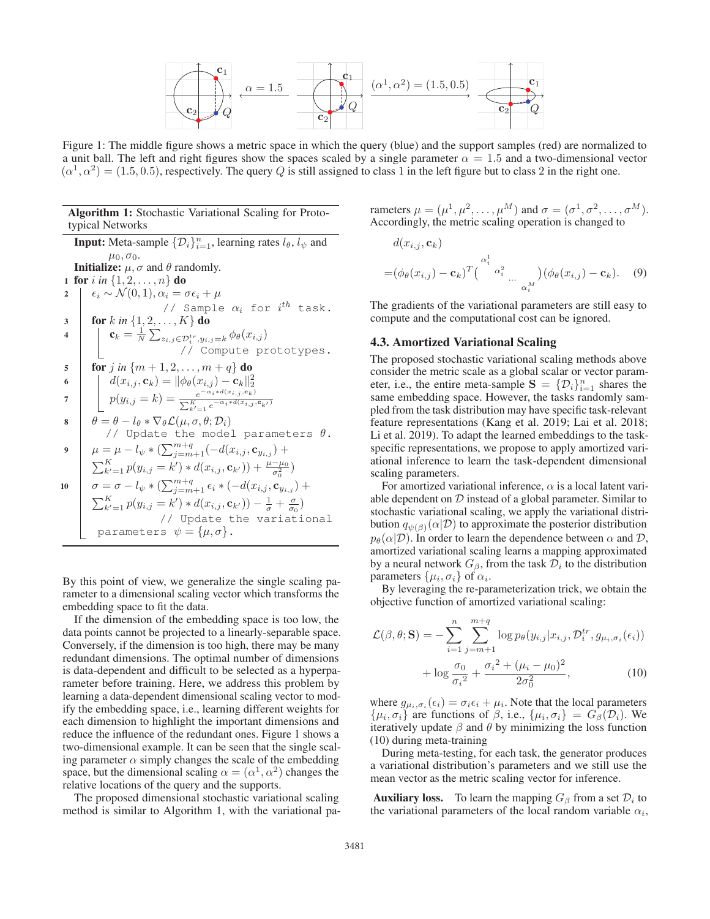Figure 1: The middle figure shows a metric space in which the query (blue) and the support samples (red) are normalized to a unit ball. The left and right figures show the spaces scaled by a single parameter $\alpha = 1.5$ and a two-dimensional vector $(\alpha^1, \alpha^2) = (1.5, 0.5)$, respectively. The query $Q$ is still assigned to class 1 in the left figure but to class 2 in the right one.

**Algorithm 1:** Stochastic Variational Scaling for Prototypical Networks

```
Input: Meta-sample {D_i}_{i=1}^n, learning rates l_θ, l_ψ and μ_0, σ_0.
Initialize: μ, σ and θ randomly.
1  for i in {1, 2, ..., n} do
2      ε_i ~ N(0, 1), α_i = σ ε_i + μ
                 // Sample α_i for i^th task.
3      for k in {1, 2, ..., K} do
4          c_k = (1/N) Σ_{z_{i,j} ∈ D_i^{tr}, y_{i,j}=k} φ_θ(x_{i,j})
                 // Compute prototypes.
5      for j in {m+1, 2, ..., m+q} do
6          d(x_{i,j}, c_k) = ||φ_θ(x_{i,j}) − c_k||_2^2
7          p(y_{i,j} = k) = e^{−α_i * d(x_{i,j}, c_k)} / Σ_{k'=1}^K e^{−α_i * d(x_{i,j}, c_{k'})}
8      θ = θ − l_θ * ∇_θ L(μ, σ, θ; D_i)
           // Update the model parameters θ.
9      μ = μ − l_ψ * (Σ_{j=m+1}^{m+q} (−d(x_{i,j}, c_{y_{i,j}}) +
           Σ_{k'=1}^K p(y_{i,j} = k') * d(x_{i,j}, c_{k'})) + (μ − μ_0)/σ_0^2)
10     σ = σ − l_ψ * (Σ_{j=m+1}^{m+q} ε_i * (−d(x_{i,j}, c_{y_{i,j}}) +
           Σ_{k'=1}^K p(y_{i,j} = k') * d(x_{i,j}, c_{k'})) − 1/σ + σ/σ_0)
               // Update the variational
           parameters ψ = {μ, σ}.
```

By this point of view, we generalize the single scaling parameter to a dimensional scaling vector which transforms the embedding space to fit the data.

If the dimension of the embedding space is too low, the data points cannot be projected to a linearly-separable space. Conversely, if the dimension is too high, there may be many redundant dimensions. The optimal number of dimensions is data-dependent and difficult to be selected as a hyperparameter before training. Here, we address this problem by learning a data-dependent dimensional scaling vector to modify the embedding space, i.e., learning different weights for each dimension to highlight the important dimensions and reduce the influence of the redundant ones. Figure 1 shows a two-dimensional example. It can be seen that the single scaling parameter $\alpha$ simply changes the scale of the embedding space, but the dimensional scaling $\alpha = (\alpha^1, \alpha^2)$ changes the relative locations of the query and the supports.

The proposed dimensional stochastic variational scaling method is similar to Algorithm 1, with the variational parameters $\mu = (\mu^1, \mu^2, \ldots, \mu^M)$ and $\sigma = (\sigma^1, \sigma^2, \ldots, \sigma^M)$. Accordingly, the metric scaling operation is changed to

$$
\begin{aligned}
&d(x_{i,j}, \mathbf{c}_k) \\
=&(\phi_\theta(x_{i,j}) - \mathbf{c}_k)^T \begin{pmatrix} \alpha_i^1 & & & \\ & \alpha_i^2 & & \\ & & \cdots & \\ & & & \alpha_i^M \end{pmatrix} (\phi_\theta(x_{i,j}) - \mathbf{c}_k). \quad (9)
\end{aligned}
$$

The gradients of the variational parameters are still easy to compute and the computational cost can be ignored.

### 4.3. Amortized Variational Scaling

The proposed stochastic variational scaling methods above consider the metric scale as a global scalar or vector parameter, i.e., the entire meta-sample $\mathbf{S} = \{\mathcal{D}_i\}_{i=1}^n$ shares the same embedding space. However, the tasks randomly sampled from the task distribution may have specific task-relevant feature representations (Kang et al. 2019; Lai et al. 2018; Li et al. 2019). To adapt the learned embeddings to the task-specific representations, we propose to apply amortized variational inference to learn the task-dependent dimensional scaling parameters.

For amortized variational inference, $\alpha$ is a local latent variable dependent on $\mathcal{D}$ instead of a global parameter. Similar to stochastic variational scaling, we apply the variational distribution $q_{\psi(\beta)}(\alpha|\mathcal{D})$ to approximate the posterior distribution $p_\theta(\alpha|\mathcal{D})$. In order to learn the dependence between $\alpha$ and $\mathcal{D}$, amortized variational scaling learns a mapping approximated by a neural network $G_\beta$, from the task $\mathcal{D}_i$ to the distribution parameters $\{\mu_i, \sigma_i\}$ of $\alpha_i$.

By leveraging the re-parameterization trick, we obtain the objective function of amortized variational scaling:

$$
\begin{aligned}
\mathcal{L}(\beta, \theta; \mathbf{S}) = &-\sum_{i=1}^{n} \sum_{j=m+1}^{m+q} \log p_\theta(y_{i,j}|x_{i,j}, \mathcal{D}_i^{tr}, g_{\mu_i,\sigma_i}(\epsilon_i)) \\
&+ \log \frac{\sigma_0}{{\sigma_i}^2} + \frac{{\sigma_i}^2 + (\mu_i - \mu_0)^2}{2\sigma_0^2}, \quad (10)
\end{aligned}
$$

where $g_{\mu_i,\sigma_i}(\epsilon_i) = \sigma_i \epsilon_i + \mu_i$. Note that the local parameters $\{\mu_i, \sigma_i\}$ are functions of $\beta$, i.e., $\{\mu_i, \sigma_i\} = G_\beta(\mathcal{D}_i)$. We iteratively update $\beta$ and $\theta$ by minimizing the loss function (10) during meta-training

During meta-testing, for each task, the generator produces a variational distribution's parameters and we still use the mean vector as the metric scaling vector for inference.

**Auxiliary loss.** To learn the mapping $G_\beta$ from a set $\mathcal{D}_i$ to the variational parameters of the local random variable $\alpha_i$,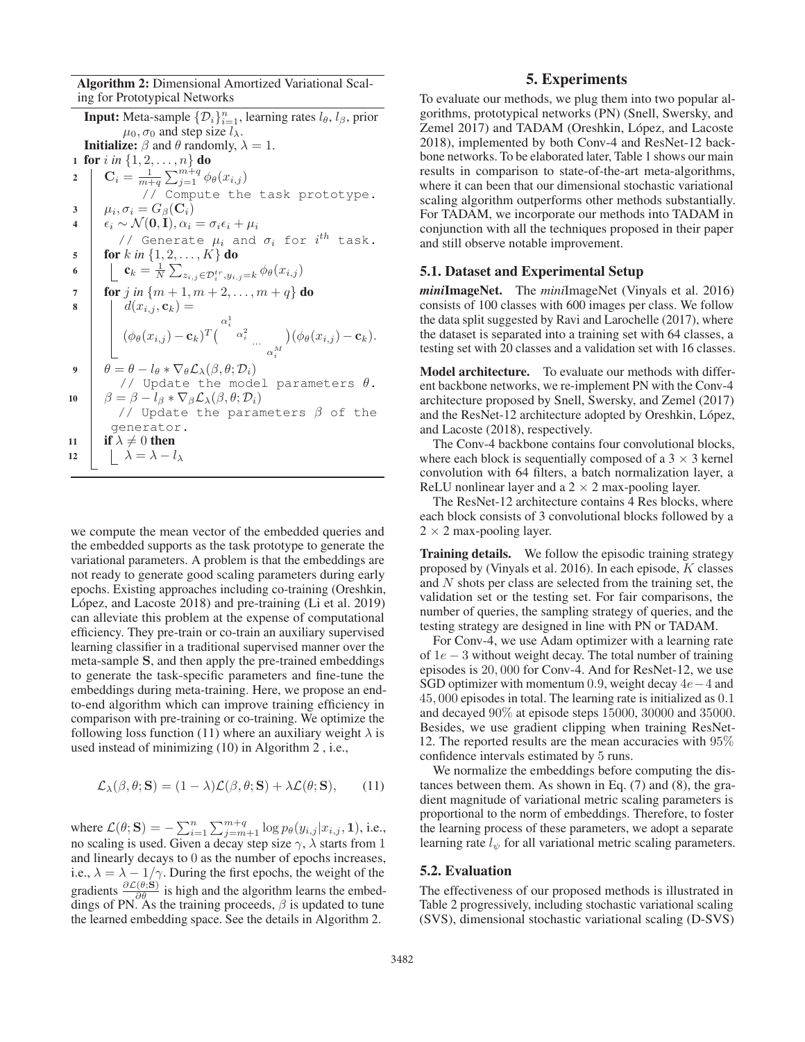**Algorithm 2:** Dimensional Amortized Variational Scaling for Prototypical Networks

**Input:** Meta-sample $\{\mathcal{D}_i\}_{i=1}^n$, learning rates $l_\theta, l_\beta$, prior $\mu_0, \sigma_0$ and step size $l_\lambda$.

**Initialize:** $\beta$ and $\theta$ randomly, $\lambda = 1$.

```
1  for i in {1, 2, ..., n} do
2      C_i = 1/(m+q) Σ_{j=1}^{m+q} φ_θ(x_{i,j})
           // Compute the task prototype.
3      μ_i, σ_i = G_β(C_i)
4      ε_i ~ N(0, I), α_i = σ_i ε_i + μ_i
           // Generate μ_i and σ_i for i^th task.
5      for k in {1, 2, ..., K} do
6          c_k = 1/N Σ_{z_{i,j} ∈ D_i^tr, y_{i,j}=k} φ_θ(x_{i,j})
7      for j in {m+1, m+2, ..., m+q} do
8          d(x_{i,j}, c_k) =
               (φ_θ(x_{i,j}) − c_k)^T diag(α_i^1, α_i^2, ..., α_i^M) (φ_θ(x_{i,j}) − c_k).
9      θ = θ − l_θ * ∇_θ L_λ(β, θ; D_i)
           // Update the model parameters θ.
10     β = β − l_β * ∇_β L_λ(β, θ; D_i)
           // Update the parameters β of the generator.
11     if λ ≠ 0 then
12         λ = λ − l_λ
```

we compute the mean vector of the embedded queries and the embedded supports as the task prototype to generate the variational parameters. A problem is that the embeddings are not ready to generate good scaling parameters during early epochs. Existing approaches including co-training (Oreshkin, López, and Lacoste 2018) and pre-training (Li et al. 2019) can alleviate this problem at the expense of computational efficiency. They pre-train or co-train an auxiliary supervised learning classifier in a traditional supervised manner over the meta-sample $\mathbf{S}$, and then apply the pre-trained embeddings to generate the task-specific parameters and fine-tune the embeddings during meta-training. Here, we propose an end-to-end algorithm which can improve training efficiency in comparison with pre-training or co-training. We optimize the following loss function (11) where an auxiliary weight $\lambda$ is used instead of minimizing (10) in Algorithm 2 , i.e.,

$$\mathcal{L}_\lambda(\beta, \theta; \mathbf{S}) = (1-\lambda)\mathcal{L}(\beta, \theta; \mathbf{S}) + \lambda \mathcal{L}(\theta; \mathbf{S}), \qquad (11)$$

where $\mathcal{L}(\theta; \mathbf{S}) = -\sum_{i=1}^n \sum_{j=m+1}^{m+q} \log p_\theta(y_{i,j}|x_{i,j}, \mathbf{1})$, i.e., no scaling is used. Given a decay step size $\gamma$, $\lambda$ starts from 1 and linearly decays to 0 as the number of epochs increases, i.e., $\lambda = \lambda - 1/\gamma$. During the first epochs, the weight of the gradients $\frac{\partial \mathcal{L}(\theta; \mathbf{S})}{\partial \theta}$ is high and the algorithm learns the embeddings of PN. As the training proceeds, $\beta$ is updated to tune the learned embedding space. See the details in Algorithm 2.

# 5. Experiments

To evaluate our methods, we plug them into two popular algorithms, prototypical networks (PN) (Snell, Swersky, and Zemel 2017) and TADAM (Oreshkin, López, and Lacoste 2018), implemented by both Conv-4 and ResNet-12 backbone networks. To be elaborated later, Table 1 shows our main results in comparison to state-of-the-art meta-algorithms, where it can been that our dimensional stochastic variational scaling algorithm outperforms other methods substantially. For TADAM, we incorporate our methods into TADAM in conjunction with all the techniques proposed in their paper and still observe notable improvement.

## 5.1. Dataset and Experimental Setup

***mini*ImageNet.** The *mini*ImageNet (Vinyals et al. 2016) consists of 100 classes with 600 images per class. We follow the data split suggested by Ravi and Larochelle (2017), where the dataset is separated into a training set with 64 classes, a testing set with 20 classes and a validation set with 16 classes.

**Model architecture.** To evaluate our methods with different backbone networks, we re-implement PN with the Conv-4 architecture proposed by Snell, Swersky, and Zemel (2017) and the ResNet-12 architecture adopted by Oreshkin, López, and Lacoste (2018), respectively.

The Conv-4 backbone contains four convolutional blocks, where each block is sequentially composed of a $3 \times 3$ kernel convolution with 64 filters, a batch normalization layer, a ReLU nonlinear layer and a $2 \times 2$ max-pooling layer.

The ResNet-12 architecture contains 4 Res blocks, where each block consists of 3 convolutional blocks followed by a $2 \times 2$ max-pooling layer.

**Training details.** We follow the episodic training strategy proposed by (Vinyals et al. 2016). In each episode, $K$ classes and $N$ shots per class are selected from the training set, the validation set or the testing set. For fair comparisons, the number of queries, the sampling strategy of queries, and the testing strategy are designed in line with PN or TADAM.

For Conv-4, we use Adam optimizer with a learning rate of $1e-3$ without weight decay. The total number of training episodes is $20,000$ for Conv-4. And for ResNet-12, we use SGD optimizer with momentum $0.9$, weight decay $4e-4$ and $45,000$ episodes in total. The learning rate is initialized as $0.1$ and decayed $90\%$ at episode steps $15000$, $30000$ and $35000$. Besides, we use gradient clipping when training ResNet-12. The reported results are the mean accuracies with $95\%$ confidence intervals estimated by $5$ runs.

We normalize the embeddings before computing the distances between them. As shown in Eq. (7) and (8), the gradient magnitude of variational metric scaling parameters is proportional to the norm of embeddings. Therefore, to foster the learning process of these parameters, we adopt a separate learning rate $l_\psi$ for all variational metric scaling parameters.

## 5.2. Evaluation

The effectiveness of our proposed methods is illustrated in Table 2 progressively, including stochastic variational scaling (SVS), dimensional stochastic variational scaling (D-SVS)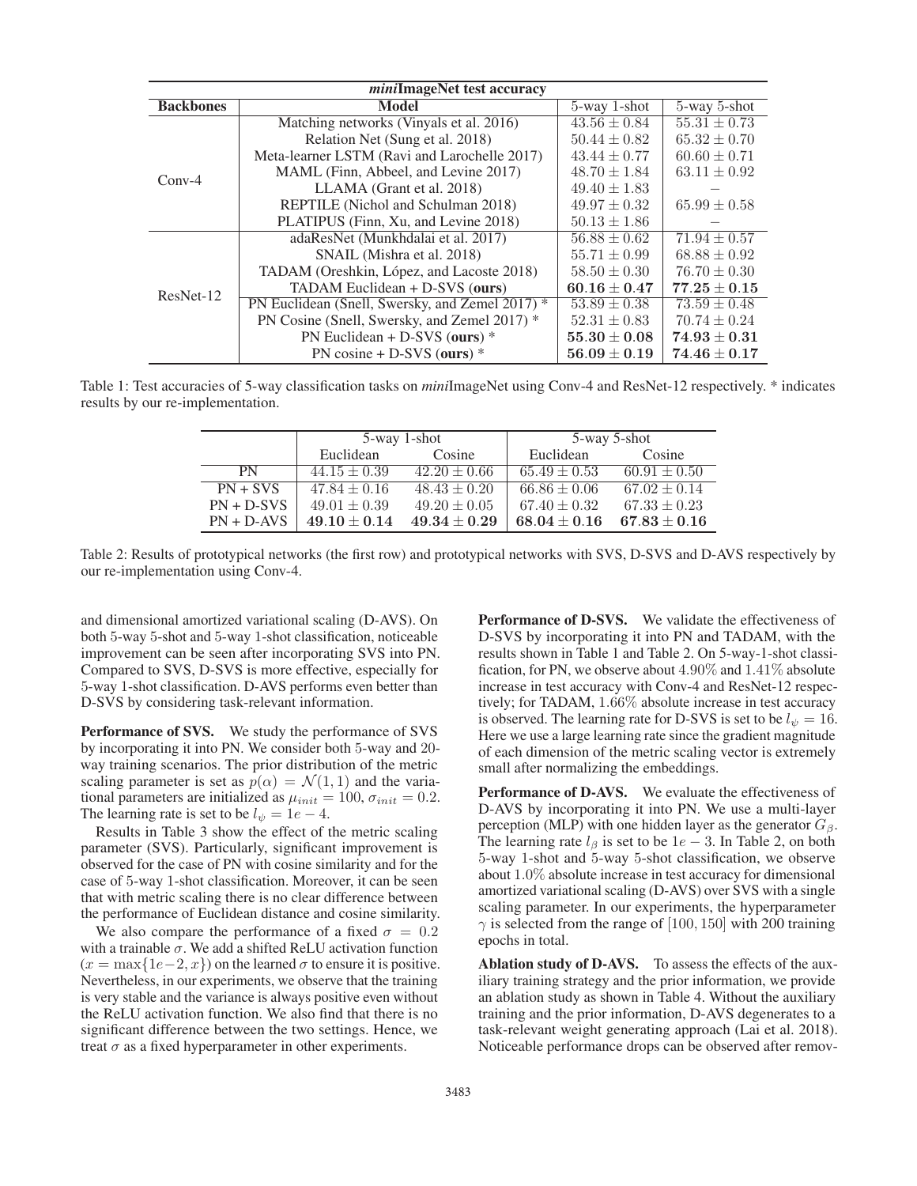| *mini*ImageNet test accuracy | | | |
|---|---|---|---|
| **Backbones** | **Model** | 5-way 1-shot | 5-way 5-shot |
| Conv-4 | Matching networks (Vinyals et al. 2016) | $43.56 \pm 0.84$ | $55.31 \pm 0.73$ |
| | Relation Net (Sung et al. 2018) | $50.44 \pm 0.82$ | $65.32 \pm 0.70$ |
| | Meta-learner LSTM (Ravi and Larochelle 2017) | $43.44 \pm 0.77$ | $60.60 \pm 0.71$ |
| | MAML (Finn, Abbeel, and Levine 2017) | $48.70 \pm 1.84$ | $63.11 \pm 0.92$ |
| | LLAMA (Grant et al. 2018) | $49.40 \pm 1.83$ | − |
| | REPTILE (Nichol and Schulman 2018) | $49.97 \pm 0.32$ | $65.99 \pm 0.58$ |
| | PLATIPUS (Finn, Xu, and Levine 2018) | $50.13 \pm 1.86$ | − |
| ResNet-12 | adaResNet (Munkhdalai et al. 2017) | $56.88 \pm 0.62$ | $71.94 \pm 0.57$ |
| | SNAIL (Mishra et al. 2018) | $55.71 \pm 0.99$ | $68.88 \pm 0.92$ |
| | TADAM (Oreshkin, López, and Lacoste 2018) | $58.50 \pm 0.30$ | $76.70 \pm 0.30$ |
| | TADAM Euclidean + D-SVS (**ours**) | $\mathbf{60.16 \pm 0.47}$ | $\mathbf{77.25 \pm 0.15}$ |
| | PN Euclidean (Snell, Swersky, and Zemel 2017) * | $53.89 \pm 0.38$ | $73.59 \pm 0.48$ |
| | PN Cosine (Snell, Swersky, and Zemel 2017) * | $52.31 \pm 0.83$ | $70.74 \pm 0.24$ |
| | PN Euclidean + D-SVS (**ours**) * | $\mathbf{55.30 \pm 0.08}$ | $\mathbf{74.93 \pm 0.31}$ |
| | PN cosine + D-SVS (**ours**) * | $\mathbf{56.09 \pm 0.19}$ | $\mathbf{74.46 \pm 0.17}$ |

Table 1: Test accuracies of 5-way classification tasks on *mini*ImageNet using Conv-4 and ResNet-12 respectively. * indicates results by our re-implementation.

| | 5-way 1-shot | | 5-way 5-shot | |
|---|---|---|---|---|
| | Euclidean | Cosine | Euclidean | Cosine |
| PN | $44.15 \pm 0.39$ | $42.20 \pm 0.66$ | $65.49 \pm 0.53$ | $60.91 \pm 0.50$ |
| PN + SVS | $47.84 \pm 0.16$ | $48.43 \pm 0.20$ | $66.86 \pm 0.06$ | $67.02 \pm 0.14$ |
| PN + D-SVS | $49.01 \pm 0.39$ | $49.20 \pm 0.05$ | $67.40 \pm 0.32$ | $67.33 \pm 0.23$ |
| PN + D-AVS | $\mathbf{49.10 \pm 0.14}$ | $\mathbf{49.34 \pm 0.29}$ | $\mathbf{68.04 \pm 0.16}$ | $\mathbf{67.83 \pm 0.16}$ |

Table 2: Results of prototypical networks (the first row) and prototypical networks with SVS, D-SVS and D-AVS respectively by our re-implementation using Conv-4.

and dimensional amortized variational scaling (D-AVS). On both 5-way 5-shot and 5-way 1-shot classification, noticeable improvement can be seen after incorporating SVS into PN. Compared to SVS, D-SVS is more effective, especially for 5-way 1-shot classification. D-AVS performs even better than D-SVS by considering task-relevant information.

**Performance of SVS.** We study the performance of SVS by incorporating it into PN. We consider both 5-way and 20-way training scenarios. The prior distribution of the metric scaling parameter is set as $p(\alpha) = \mathcal{N}(1, 1)$ and the variational parameters are initialized as $\mu_{init} = 100$, $\sigma_{init} = 0.2$. The learning rate is set to be $l_\psi = 1e-4$.

Results in Table 3 show the effect of the metric scaling parameter (SVS). Particularly, significant improvement is observed for the case of PN with cosine similarity and for the case of 5-way 1-shot classification. Moreover, it can be seen that with metric scaling there is no clear difference between the performance of Euclidean distance and cosine similarity.

We also compare the performance of a fixed $\sigma = 0.2$ with a trainable $\sigma$. We add a shifted ReLU activation function ($x = \max\{1e-2, x\}$) on the learned $\sigma$ to ensure it is positive. Nevertheless, in our experiments, we observe that the training is very stable and the variance is always positive even without the ReLU activation function. We also find that there is no significant difference between the two settings. Hence, we treat $\sigma$ as a fixed hyperparameter in other experiments.

**Performance of D-SVS.** We validate the effectiveness of D-SVS by incorporating it into PN and TADAM, with the results shown in Table 1 and Table 2. On 5-way-1-shot classification, for PN, we observe about $4.90\%$ and $1.41\%$ absolute increase in test accuracy with Conv-4 and ResNet-12 respectively; for TADAM, $1.66\%$ absolute increase in test accuracy is observed. The learning rate for D-SVS is set to be $l_\psi = 16$. Here we use a large learning rate since the gradient magnitude of each dimension of the metric scaling vector is extremely small after normalizing the embeddings.

**Performance of D-AVS.** We evaluate the effectiveness of D-AVS by incorporating it into PN. We use a multi-layer perception (MLP) with one hidden layer as the generator $G_\beta$. The learning rate $l_\beta$ is set to be $1e-3$. In Table 2, on both 5-way 1-shot and 5-way 5-shot classification, we observe about $1.0\%$ absolute increase in test accuracy for dimensional amortized variational scaling (D-AVS) over SVS with a single scaling parameter. In our experiments, the hyperparameter $\gamma$ is selected from the range of $[100, 150]$ with 200 training epochs in total.

**Ablation study of D-AVS.** To assess the effects of the auxiliary training strategy and the prior information, we provide an ablation study as shown in Table 4. Without the auxiliary training and the prior information, D-AVS degenerates to a task-relevant weight generating approach (Lai et al. 2018). Noticeable performance drops can be observed after remov-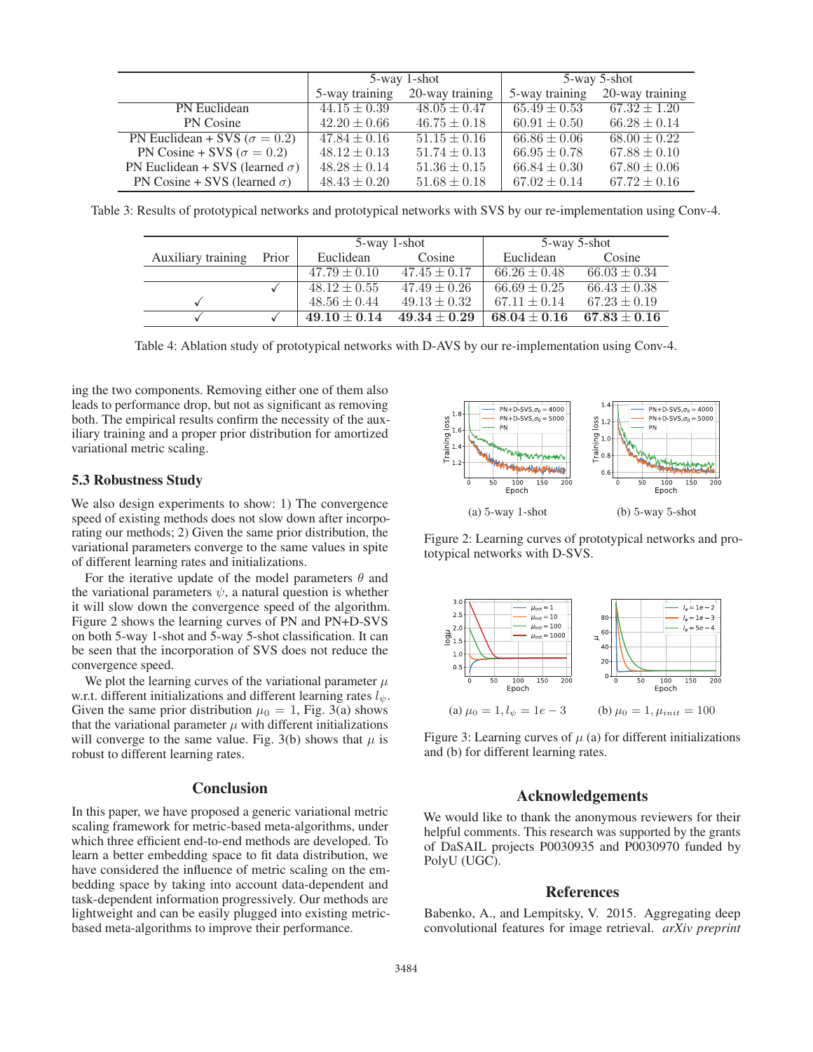| | 5-way 1-shot | | 5-way 5-shot | |
|---|---|---|---|---|
| | 5-way training | 20-way training | 5-way training | 20-way training |
| PN Euclidean | $44.15 \pm 0.39$ | $48.05 \pm 0.47$ | $65.49 \pm 0.53$ | $67.32 \pm 1.20$ |
| PN Cosine | $42.20 \pm 0.66$ | $46.75 \pm 0.18$ | $60.91 \pm 0.50$ | $66.28 \pm 0.14$ |
| PN Euclidean + SVS ($\sigma = 0.2$) | $47.84 \pm 0.16$ | $51.15 \pm 0.16$ | $66.86 \pm 0.06$ | $68.00 \pm 0.22$ |
| PN Cosine + SVS ($\sigma = 0.2$) | $48.12 \pm 0.13$ | $51.74 \pm 0.13$ | $66.95 \pm 0.78$ | $67.88 \pm 0.10$ |
| PN Euclidean + SVS (learned $\sigma$) | $48.28 \pm 0.14$ | $51.36 \pm 0.15$ | $66.84 \pm 0.30$ | $67.80 \pm 0.06$ |
| PN Cosine + SVS (learned $\sigma$) | $48.43 \pm 0.20$ | $51.68 \pm 0.18$ | $67.02 \pm 0.14$ | $67.72 \pm 0.16$ |

Table 3: Results of prototypical networks and prototypical networks with SVS by our re-implementation using Conv-4.

| | | 5-way 1-shot | | 5-way 5-shot | |
|---|---|---|---|---|---|
| Auxiliary training | Prior | Euclidean | Cosine | Euclidean | Cosine |
| | | $47.79 \pm 0.10$ | $47.45 \pm 0.17$ | $66.26 \pm 0.48$ | $66.03 \pm 0.34$ |
| | ✓ | $48.12 \pm 0.55$ | $47.49 \pm 0.26$ | $66.69 \pm 0.25$ | $66.43 \pm 0.38$ |
| ✓ | | $48.56 \pm 0.44$ | $49.13 \pm 0.32$ | $67.11 \pm 0.14$ | $67.23 \pm 0.19$ |
| ✓ | ✓ | $\mathbf{49.10 \pm 0.14}$ | $\mathbf{49.34 \pm 0.29}$ | $\mathbf{68.04 \pm 0.16}$ | $\mathbf{67.83 \pm 0.16}$ |

Table 4: Ablation study of prototypical networks with D-AVS by our re-implementation using Conv-4.

ing the two components. Removing either one of them also leads to performance drop, but not as significant as removing both. The empirical results confirm the necessity of the auxiliary training and a proper prior distribution for amortized variational metric scaling.

### 5.3 Robustness Study

We also design experiments to show: 1) The convergence speed of existing methods does not slow down after incorporating our methods; 2) Given the same prior distribution, the variational parameters converge to the same values in spite of different learning rates and initializations.

For the iterative update of the model parameters $\theta$ and the variational parameters $\psi$, a natural question is whether it will slow down the convergence speed of the algorithm. Figure 2 shows the learning curves of PN and PN+D-SVS on both 5-way 1-shot and 5-way 5-shot classification. It can be seen that the incorporation of SVS does not reduce the convergence speed.

We plot the learning curves of the variational parameter $\mu$ w.r.t. different initializations and different learning rates $l_\psi$. Given the same prior distribution $\mu_0 = 1$, Fig. 3(a) shows that the variational parameter $\mu$ with different initializations will converge to the same value. Fig. 3(b) shows that $\mu$ is robust to different learning rates.

(a) 5-way 1-shot (b) 5-way 5-shot

Figure 2: Learning curves of prototypical networks and prototypical networks with D-SVS.

(a) $\mu_0 = 1, l_\psi = 1e-3$ (b) $\mu_0 = 1, \mu_{init} = 100$

Figure 3: Learning curves of $\mu$ (a) for different initializations and (b) for different learning rates.

## Conclusion

In this paper, we have proposed a generic variational metric scaling framework for metric-based meta-algorithms, under which three efficient end-to-end methods are developed. To learn a better embedding space to fit data distribution, we have considered the influence of metric scaling on the embedding space by taking into account data-dependent and task-dependent information progressively. Our methods are lightweight and can be easily plugged into existing metric-based meta-algorithms to improve their performance.

## Acknowledgements

We would like to thank the anonymous reviewers for their helpful comments. This research was supported by the grants of DaSAIL projects P0030935 and P0030970 funded by PolyU (UGC).

## References

Babenko, A., and Lempitsky, V. 2015. Aggregating deep convolutional features for image retrieval. *arXiv preprint*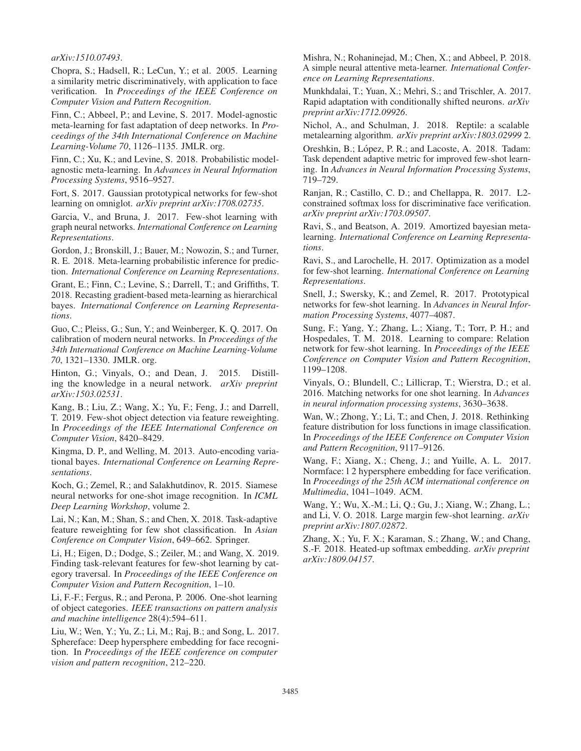*arXiv:1510.07493*.

Chopra, S.; Hadsell, R.; LeCun, Y.; et al. 2005. Learning a similarity metric discriminatively, with application to face verification. In *Proceedings of the IEEE Conference on Computer Vision and Pattern Recognition*.

Finn, C.; Abbeel, P.; and Levine, S. 2017. Model-agnostic meta-learning for fast adaptation of deep networks. In *Proceedings of the 34th International Conference on Machine Learning-Volume 70*, 1126–1135. JMLR. org.

Finn, C.; Xu, K.; and Levine, S. 2018. Probabilistic model-agnostic meta-learning. In *Advances in Neural Information Processing Systems*, 9516–9527.

Fort, S. 2017. Gaussian prototypical networks for few-shot learning on omniglot. *arXiv preprint arXiv:1708.02735*.

Garcia, V., and Bruna, J. 2017. Few-shot learning with graph neural networks. *International Conference on Learning Representations*.

Gordon, J.; Bronskill, J.; Bauer, M.; Nowozin, S.; and Turner, R. E. 2018. Meta-learning probabilistic inference for prediction. *International Conference on Learning Representations*.

Grant, E.; Finn, C.; Levine, S.; Darrell, T.; and Griffiths, T. 2018. Recasting gradient-based meta-learning as hierarchical bayes. *International Conference on Learning Representations*.

Guo, C.; Pleiss, G.; Sun, Y.; and Weinberger, K. Q. 2017. On calibration of modern neural networks. In *Proceedings of the 34th International Conference on Machine Learning-Volume 70*, 1321–1330. JMLR. org.

Hinton, G.; Vinyals, O.; and Dean, J. 2015. Distilling the knowledge in a neural network. *arXiv preprint arXiv:1503.02531*.

Kang, B.; Liu, Z.; Wang, X.; Yu, F.; Feng, J.; and Darrell, T. 2019. Few-shot object detection via feature reweighting. In *Proceedings of the IEEE International Conference on Computer Vision*, 8420–8429.

Kingma, D. P., and Welling, M. 2013. Auto-encoding variational bayes. *International Conference on Learning Representations*.

Koch, G.; Zemel, R.; and Salakhutdinov, R. 2015. Siamese neural networks for one-shot image recognition. In *ICML Deep Learning Workshop*, volume 2.

Lai, N.; Kan, M.; Shan, S.; and Chen, X. 2018. Task-adaptive feature reweighting for few shot classification. In *Asian Conference on Computer Vision*, 649–662. Springer.

Li, H.; Eigen, D.; Dodge, S.; Zeiler, M.; and Wang, X. 2019. Finding task-relevant features for few-shot learning by category traversal. In *Proceedings of the IEEE Conference on Computer Vision and Pattern Recognition*, 1–10.

Li, F.-F.; Fergus, R.; and Perona, P. 2006. One-shot learning of object categories. *IEEE transactions on pattern analysis and machine intelligence* 28(4):594–611.

Liu, W.; Wen, Y.; Yu, Z.; Li, M.; Raj, B.; and Song, L. 2017. Sphereface: Deep hypersphere embedding for face recognition. In *Proceedings of the IEEE conference on computer vision and pattern recognition*, 212–220.

Mishra, N.; Rohaninejad, M.; Chen, X.; and Abbeel, P. 2018. A simple neural attentive meta-learner. *International Conference on Learning Representations*.

Munkhdalai, T.; Yuan, X.; Mehri, S.; and Trischler, A. 2017. Rapid adaptation with conditionally shifted neurons. *arXiv preprint arXiv:1712.09926*.

Nichol, A., and Schulman, J. 2018. Reptile: a scalable metalearning algorithm. *arXiv preprint arXiv:1803.02999* 2.

Oreshkin, B.; López, P. R.; and Lacoste, A. 2018. Tadam: Task dependent adaptive metric for improved few-shot learning. In *Advances in Neural Information Processing Systems*, 719–729.

Ranjan, R.; Castillo, C. D.; and Chellappa, R. 2017. L2-constrained softmax loss for discriminative face verification. *arXiv preprint arXiv:1703.09507*.

Ravi, S., and Beatson, A. 2019. Amortized bayesian meta-learning. *International Conference on Learning Representations*.

Ravi, S., and Larochelle, H. 2017. Optimization as a model for few-shot learning. *International Conference on Learning Representations*.

Snell, J.; Swersky, K.; and Zemel, R. 2017. Prototypical networks for few-shot learning. In *Advances in Neural Information Processing Systems*, 4077–4087.

Sung, F.; Yang, Y.; Zhang, L.; Xiang, T.; Torr, P. H.; and Hospedales, T. M. 2018. Learning to compare: Relation network for few-shot learning. In *Proceedings of the IEEE Conference on Computer Vision and Pattern Recognition*, 1199–1208.

Vinyals, O.; Blundell, C.; Lillicrap, T.; Wierstra, D.; et al. 2016. Matching networks for one shot learning. In *Advances in neural information processing systems*, 3630–3638.

Wan, W.; Zhong, Y.; Li, T.; and Chen, J. 2018. Rethinking feature distribution for loss functions in image classification. In *Proceedings of the IEEE Conference on Computer Vision and Pattern Recognition*, 9117–9126.

Wang, F.; Xiang, X.; Cheng, J.; and Yuille, A. L. 2017. Normface: l 2 hypersphere embedding for face verification. In *Proceedings of the 25th ACM international conference on Multimedia*, 1041–1049. ACM.

Wang, Y.; Wu, X.-M.; Li, Q.; Gu, J.; Xiang, W.; Zhang, L.; and Li, V. O. 2018. Large margin few-shot learning. *arXiv preprint arXiv:1807.02872*.

Zhang, X.; Yu, F. X.; Karaman, S.; Zhang, W.; and Chang, S.-F. 2018. Heated-up softmax embedding. *arXiv preprint arXiv:1809.04157*.